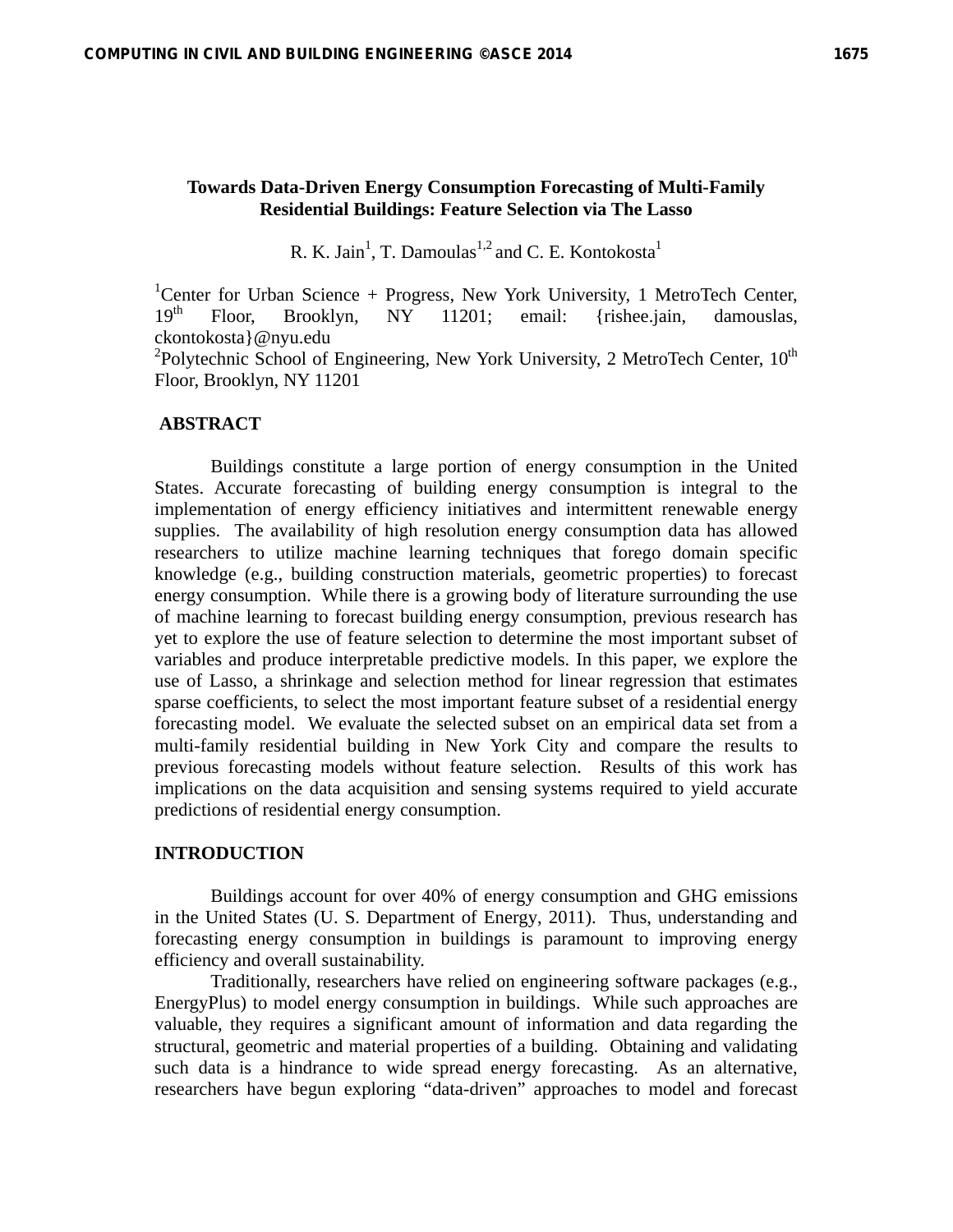# Towards Data-Driven Energy Consumption Forecasting of Multi-Family Residential Buildings: Feature Selection via The Lasso

R. K. Jain[1], T. Damoulas[1,2] and C. E. Kontokosta[1]

[1]Center for Urban Science + Progress, New York University, 1 MetroTech Center, 19th Floor, Brooklyn, NY 11201; email: {rishee.jain, damouslas, ckontokosta}@nyu.edu

[2]Polytechnic School of Engineering, New York University, 2 MetroTech Center, 10th Floor, Brooklyn, NY 11201

## ABSTRACT

Buildings constitute a large portion of energy consumption in the United States. Accurate forecasting of building energy consumption is integral to the implementation of energy efficiency initiatives and intermittent renewable energy supplies. The availability of high resolution energy consumption data has allowed researchers to utilize machine learning techniques that forego domain specific knowledge (e.g., building construction materials, geometric properties) to forecast energy consumption. While there is a growing body of literature surrounding the use of machine learning to forecast building energy consumption, previous research has yet to explore the use of feature selection to determine the most important subset of variables and produce interpretable predictive models. In this paper, we explore the use of Lasso, a shrinkage and selection method for linear regression that estimates sparse coefficients, to select the most important feature subset of a residential energy forecasting model. We evaluate the selected subset on an empirical data set from a multi-family residential building in New York City and compare the results to previous forecasting models without feature selection. Results of this work has implications on the data acquisition and sensing systems required to yield accurate predictions of residential energy consumption.

## INTRODUCTION

Buildings account for over 40% of energy consumption and GHG emissions in the United States (U. S. Department of Energy, 2011). Thus, understanding and forecasting energy consumption in buildings is paramount to improving energy efficiency and overall sustainability.

Traditionally, researchers have relied on engineering software packages (e.g., EnergyPlus) to model energy consumption in buildings. While such approaches are valuable, they requires a significant amount of information and data regarding the structural, geometric and material properties of a building. Obtaining and validating such data is a hindrance to wide spread energy forecasting. As an alternative, researchers have begun exploring "data-driven" approaches to model and forecast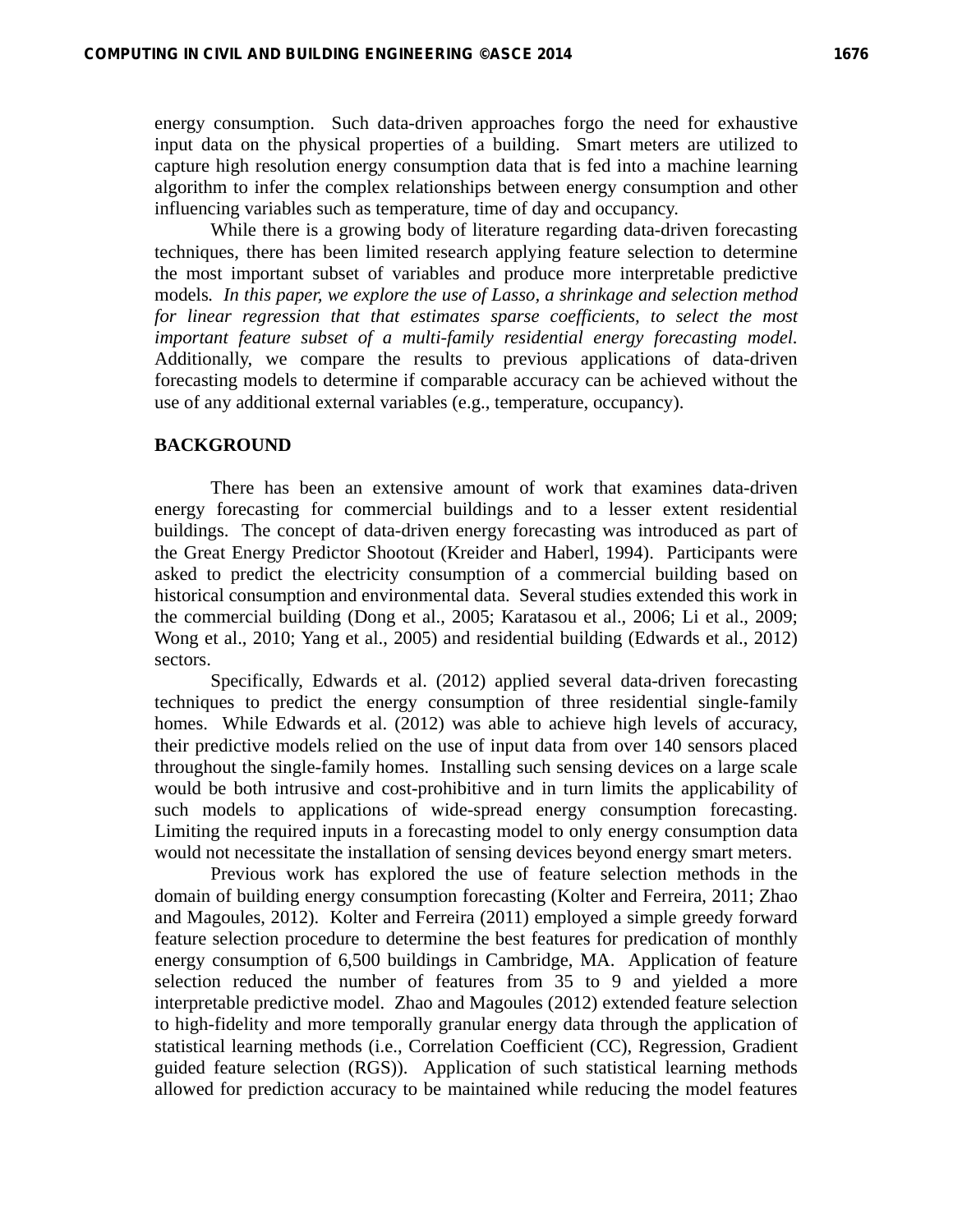energy consumption. Such data-driven approaches forgo the need for exhaustive input data on the physical properties of a building. Smart meters are utilized to capture high resolution energy consumption data that is fed into a machine learning algorithm to infer the complex relationships between energy consumption and other influencing variables such as temperature, time of day and occupancy.

While there is a growing body of literature regarding data-driven forecasting techniques, there has been limited research applying feature selection to determine the most important subset of variables and produce more interpretable predictive models. *In this paper, we explore the use of Lasso, a shrinkage and selection method for linear regression that that estimates sparse coefficients, to select the most important feature subset of a multi-family residential energy forecasting model.* Additionally, we compare the results to previous applications of data-driven forecasting models to determine if comparable accuracy can be achieved without the use of any additional external variables (e.g., temperature, occupancy).

## BACKGROUND

There has been an extensive amount of work that examines data-driven energy forecasting for commercial buildings and to a lesser extent residential buildings. The concept of data-driven energy forecasting was introduced as part of the Great Energy Predictor Shootout (Kreider and Haberl, 1994). Participants were asked to predict the electricity consumption of a commercial building based on historical consumption and environmental data. Several studies extended this work in the commercial building (Dong et al., 2005; Karatasou et al., 2006; Li et al., 2009; Wong et al., 2010; Yang et al., 2005) and residential building (Edwards et al., 2012) sectors.

Specifically, Edwards et al. (2012) applied several data-driven forecasting techniques to predict the energy consumption of three residential single-family homes. While Edwards et al. (2012) was able to achieve high levels of accuracy, their predictive models relied on the use of input data from over 140 sensors placed throughout the single-family homes. Installing such sensing devices on a large scale would be both intrusive and cost-prohibitive and in turn limits the applicability of such models to applications of wide-spread energy consumption forecasting. Limiting the required inputs in a forecasting model to only energy consumption data would not necessitate the installation of sensing devices beyond energy smart meters.

Previous work has explored the use of feature selection methods in the domain of building energy consumption forecasting (Kolter and Ferreira, 2011; Zhao and Magoules, 2012). Kolter and Ferreira (2011) employed a simple greedy forward feature selection procedure to determine the best features for predication of monthly energy consumption of 6,500 buildings in Cambridge, MA. Application of feature selection reduced the number of features from 35 to 9 and yielded a more interpretable predictive model. Zhao and Magoules (2012) extended feature selection to high-fidelity and more temporally granular energy data through the application of statistical learning methods (i.e., Correlation Coefficient (CC), Regression, Gradient guided feature selection (RGS)). Application of such statistical learning methods allowed for prediction accuracy to be maintained while reducing the model features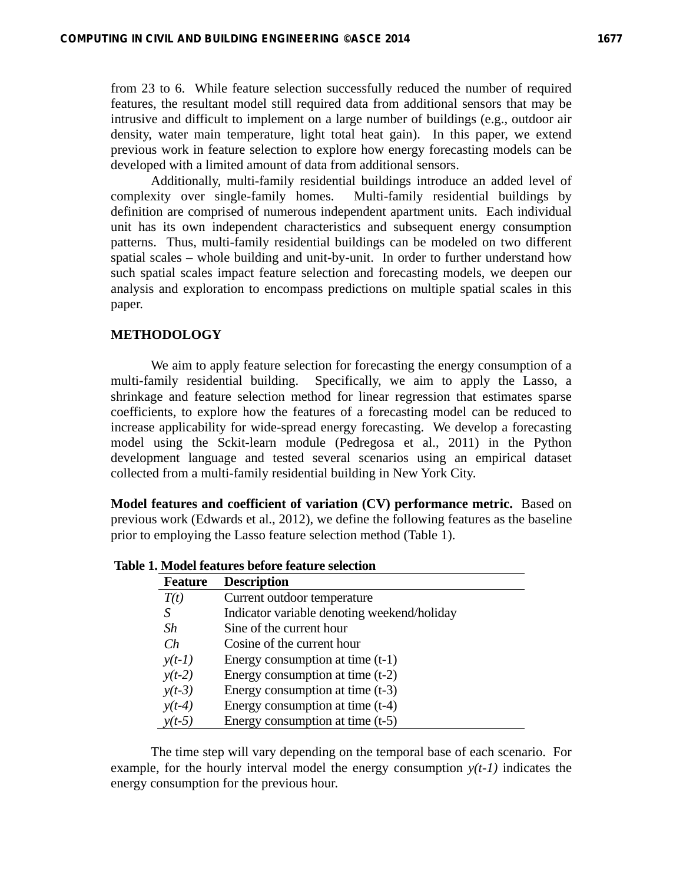from 23 to 6. While feature selection successfully reduced the number of required features, the resultant model still required data from additional sensors that may be intrusive and difficult to implement on a large number of buildings (e.g., outdoor air density, water main temperature, light total heat gain). In this paper, we extend previous work in feature selection to explore how energy forecasting models can be developed with a limited amount of data from additional sensors.

Additionally, multi-family residential buildings introduce an added level of complexity over single-family homes. Multi-family residential buildings by definition are comprised of numerous independent apartment units. Each individual unit has its own independent characteristics and subsequent energy consumption patterns. Thus, multi-family residential buildings can be modeled on two different spatial scales – whole building and unit-by-unit. In order to further understand how such spatial scales impact feature selection and forecasting models, we deepen our analysis and exploration to encompass predictions on multiple spatial scales in this paper.

## METHODOLOGY

We aim to apply feature selection for forecasting the energy consumption of a multi-family residential building. Specifically, we aim to apply the Lasso, a shrinkage and feature selection method for linear regression that estimates sparse coefficients, to explore how the features of a forecasting model can be reduced to increase applicability for wide-spread energy forecasting. We develop a forecasting model using the Sckit-learn module (Pedregosa et al., 2011) in the Python development language and tested several scenarios using an empirical dataset collected from a multi-family residential building in New York City.

**Model features and coefficient of variation (CV) performance metric.** Based on previous work (Edwards et al., 2012), we define the following features as the baseline prior to employing the Lasso feature selection method (Table 1).

**Table 1. Model features before feature selection**

| Feature | Description |
|---|---|
| $T(t)$ | Current outdoor temperature |
| $S$ | Indicator variable denoting weekend/holiday |
| $Sh$ | Sine of the current hour |
| $Ch$ | Cosine of the current hour |
| $y(t-1)$ | Energy consumption at time (t-1) |
| $y(t-2)$ | Energy consumption at time (t-2) |
| $y(t-3)$ | Energy consumption at time (t-3) |
| $y(t-4)$ | Energy consumption at time (t-4) |
| $y(t-5)$ | Energy consumption at time (t-5) |

The time step will vary depending on the temporal base of each scenario. For example, for the hourly interval model the energy consumption $y(t-1)$ indicates the energy consumption for the previous hour.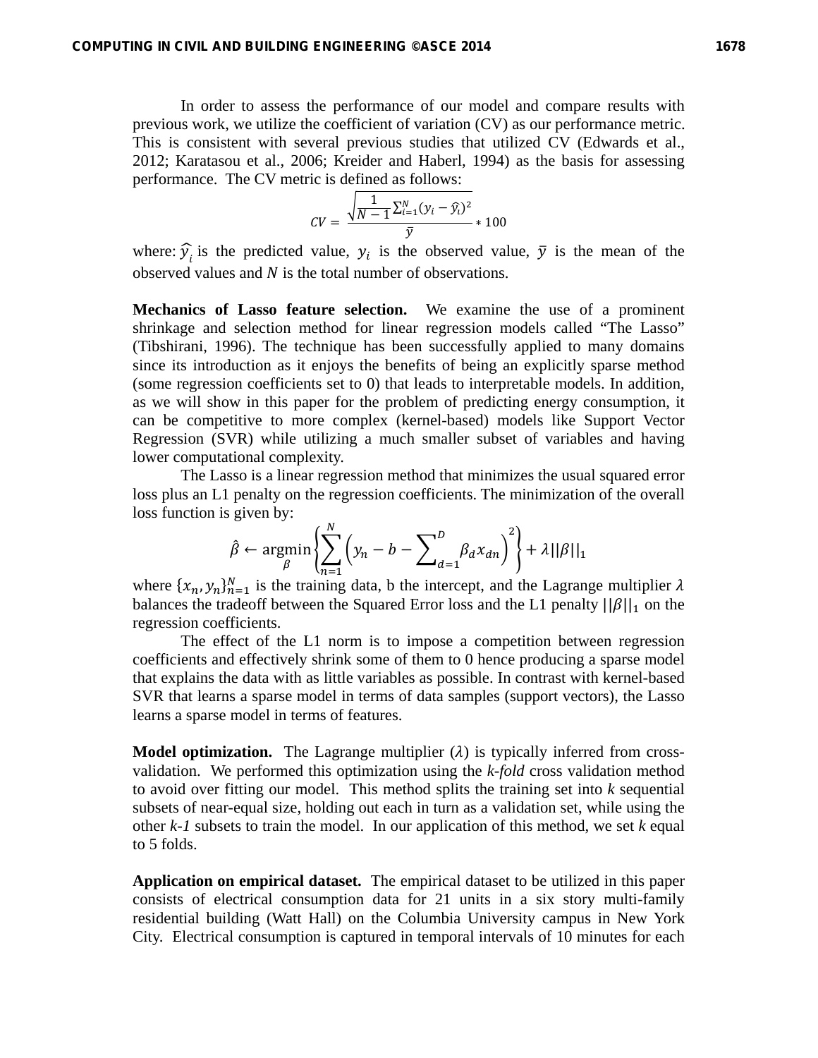In order to assess the performance of our model and compare results with previous work, we utilize the coefficient of variation (CV) as our performance metric. This is consistent with several previous studies that utilized CV (Edwards et al., 2012; Karatasou et al., 2006; Kreider and Haberl, 1994) as the basis for assessing performance. The CV metric is defined as follows:

$$CV = \frac{\sqrt{\frac{1}{N-1}\sum_{i=1}^{N}(y_i - \hat{y}_i)^2}}{\bar{y}} * 100$$

where: $\hat{y}_i$ is the predicted value, $y_i$ is the observed value, $\bar{y}$ is the mean of the observed values and $N$ is the total number of observations.

**Mechanics of Lasso feature selection.** We examine the use of a prominent shrinkage and selection method for linear regression models called "The Lasso" (Tibshirani, 1996). The technique has been successfully applied to many domains since its introduction as it enjoys the benefits of being an explicitly sparse method (some regression coefficients set to 0) that leads to interpretable models. In addition, as we will show in this paper for the problem of predicting energy consumption, it can be competitive to more complex (kernel-based) models like Support Vector Regression (SVR) while utilizing a much smaller subset of variables and having lower computational complexity.

The Lasso is a linear regression method that minimizes the usual squared error loss plus an L1 penalty on the regression coefficients. The minimization of the overall loss function is given by:

$$\hat{\beta} \leftarrow \underset{\beta}{\operatorname{argmin}} \left\{ \sum_{n=1}^{N} \left( y_n - b - \sum_{d=1}^{D} \beta_d x_{dn} \right)^2 \right\} + \lambda ||\beta||_1$$

where $\{x_n, y_n\}_{n=1}^{N}$ is the training data, b the intercept, and the Lagrange multiplier $\lambda$ balances the tradeoff between the Squared Error loss and the L1 penalty $||\beta||_1$ on the regression coefficients.

The effect of the L1 norm is to impose a competition between regression coefficients and effectively shrink some of them to 0 hence producing a sparse model that explains the data with as little variables as possible. In contrast with kernel-based SVR that learns a sparse model in terms of data samples (support vectors), the Lasso learns a sparse model in terms of features.

**Model optimization.** The Lagrange multiplier ($\lambda$) is typically inferred from cross-validation. We performed this optimization using the *k-fold* cross validation method to avoid over fitting our model. This method splits the training set into *k* sequential subsets of near-equal size, holding out each in turn as a validation set, while using the other *k-1* subsets to train the model. In our application of this method, we set *k* equal to 5 folds.

**Application on empirical dataset.** The empirical dataset to be utilized in this paper consists of electrical consumption data for 21 units in a six story multi-family residential building (Watt Hall) on the Columbia University campus in New York City. Electrical consumption is captured in temporal intervals of 10 minutes for each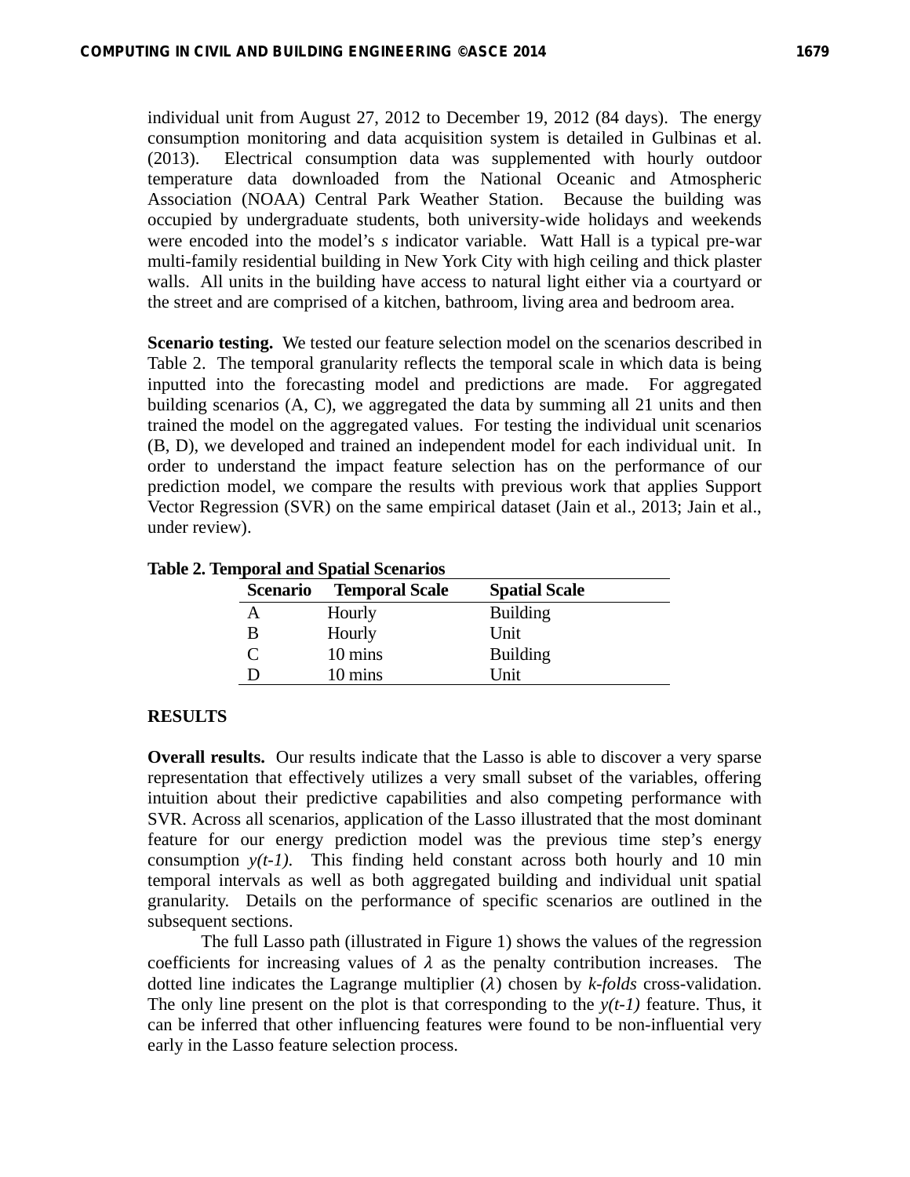individual unit from August 27, 2012 to December 19, 2012 (84 days). The energy consumption monitoring and data acquisition system is detailed in Gulbinas et al. (2013). Electrical consumption data was supplemented with hourly outdoor temperature data downloaded from the National Oceanic and Atmospheric Association (NOAA) Central Park Weather Station. Because the building was occupied by undergraduate students, both university-wide holidays and weekends were encoded into the model's *s* indicator variable. Watt Hall is a typical pre-war multi-family residential building in New York City with high ceiling and thick plaster walls. All units in the building have access to natural light either via a courtyard or the street and are comprised of a kitchen, bathroom, living area and bedroom area.

**Scenario testing.** We tested our feature selection model on the scenarios described in Table 2. The temporal granularity reflects the temporal scale in which data is being inputted into the forecasting model and predictions are made. For aggregated building scenarios (A, C), we aggregated the data by summing all 21 units and then trained the model on the aggregated values. For testing the individual unit scenarios (B, D), we developed and trained an independent model for each individual unit. In order to understand the impact feature selection has on the performance of our prediction model, we compare the results with previous work that applies Support Vector Regression (SVR) on the same empirical dataset (Jain et al., 2013; Jain et al., under review).

**Table 2. Temporal and Spatial Scenarios**

| Scenario | Temporal Scale | Spatial Scale |
|---|---|---|
| A | Hourly | Building |
| B | Hourly | Unit |
| C | 10 mins | Building |
| D | 10 mins | Unit |

## RESULTS

**Overall results.** Our results indicate that the Lasso is able to discover a very sparse representation that effectively utilizes a very small subset of the variables, offering intuition about their predictive capabilities and also competing performance with SVR. Across all scenarios, application of the Lasso illustrated that the most dominant feature for our energy prediction model was the previous time step's energy consumption $y(t\text{-}1)$. This finding held constant across both hourly and 10 min temporal intervals as well as both aggregated building and individual unit spatial granularity. Details on the performance of specific scenarios are outlined in the subsequent sections.

The full Lasso path (illustrated in Figure 1) shows the values of the regression coefficients for increasing values of $\lambda$ as the penalty contribution increases. The dotted line indicates the Lagrange multiplier ($\lambda$) chosen by *k-folds* cross-validation. The only line present on the plot is that corresponding to the $y(t\text{-}1)$ feature. Thus, it can be inferred that other influencing features were found to be non-influential very early in the Lasso feature selection process.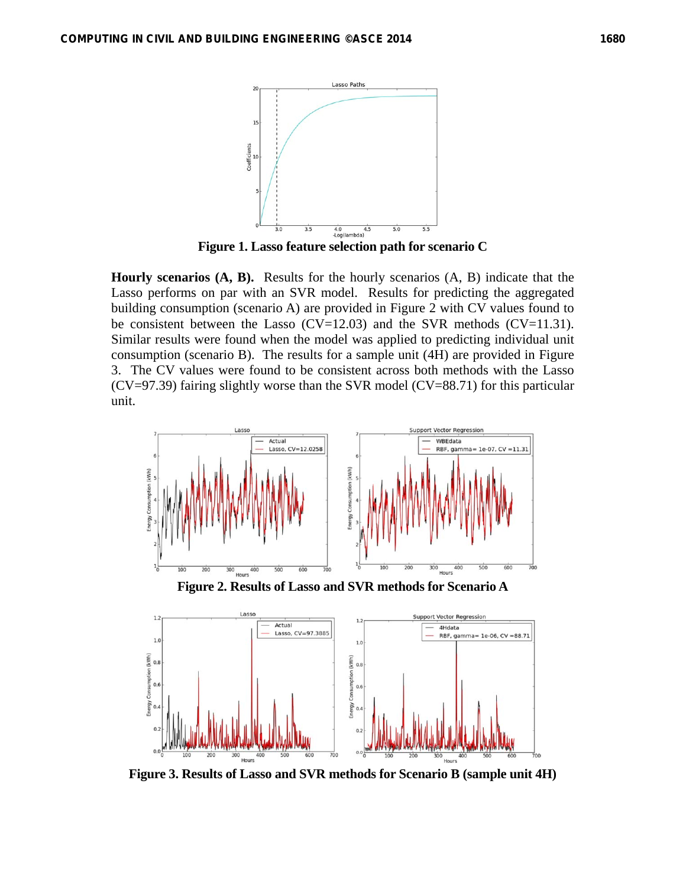Figure 1. Lasso feature selection path for scenario C

**Hourly scenarios (A, B).** Results for the hourly scenarios (A, B) indicate that the Lasso performs on par with an SVR model. Results for predicting the aggregated building consumption (scenario A) are provided in Figure 2 with CV values found to be consistent between the Lasso (CV=12.03) and the SVR methods (CV=11.31). Similar results were found when the model was applied to predicting individual unit consumption (scenario B). The results for a sample unit (4H) are provided in Figure 3. The CV values were found to be consistent across both methods with the Lasso (CV=97.39) fairing slightly worse than the SVR model (CV=88.71) for this particular unit.

Figure 2. Results of Lasso and SVR methods for Scenario A

Figure 3. Results of Lasso and SVR methods for Scenario B (sample unit 4H)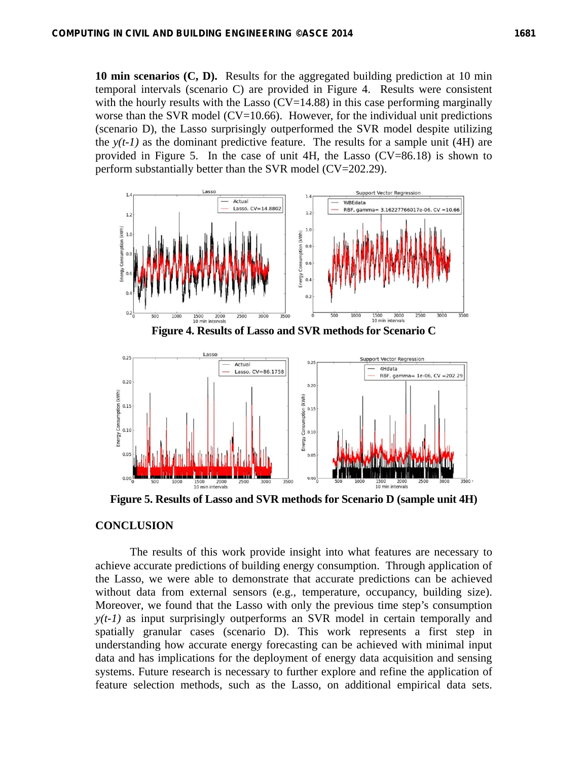**10 min scenarios (C, D).** Results for the aggregated building prediction at 10 min temporal intervals (scenario C) are provided in Figure 4. Results were consistent with the hourly results with the Lasso (CV=14.88) in this case performing marginally worse than the SVR model (CV=10.66). However, for the individual unit predictions (scenario D), the Lasso surprisingly outperformed the SVR model despite utilizing the *y(t-1)* as the dominant predictive feature. The results for a sample unit (4H) are provided in Figure 5. In the case of unit 4H, the Lasso (CV=86.18) is shown to perform substantially better than the SVR model (CV=202.29).

**Figure 4. Results of Lasso and SVR methods for Scenario C**

**Figure 5. Results of Lasso and SVR methods for Scenario D (sample unit 4H)**

## CONCLUSION

The results of this work provide insight into what features are necessary to achieve accurate predictions of building energy consumption. Through application of the Lasso, we were able to demonstrate that accurate predictions can be achieved without data from external sensors (e.g., temperature, occupancy, building size). Moreover, we found that the Lasso with only the previous time step's consumption *y(t-1)* as input surprisingly outperforms an SVR model in certain temporally and spatially granular cases (scenario D). This work represents a first step in understanding how accurate energy forecasting can be achieved with minimal input data and has implications for the deployment of energy data acquisition and sensing systems. Future research is necessary to further explore and refine the application of feature selection methods, such as the Lasso, on additional empirical data sets.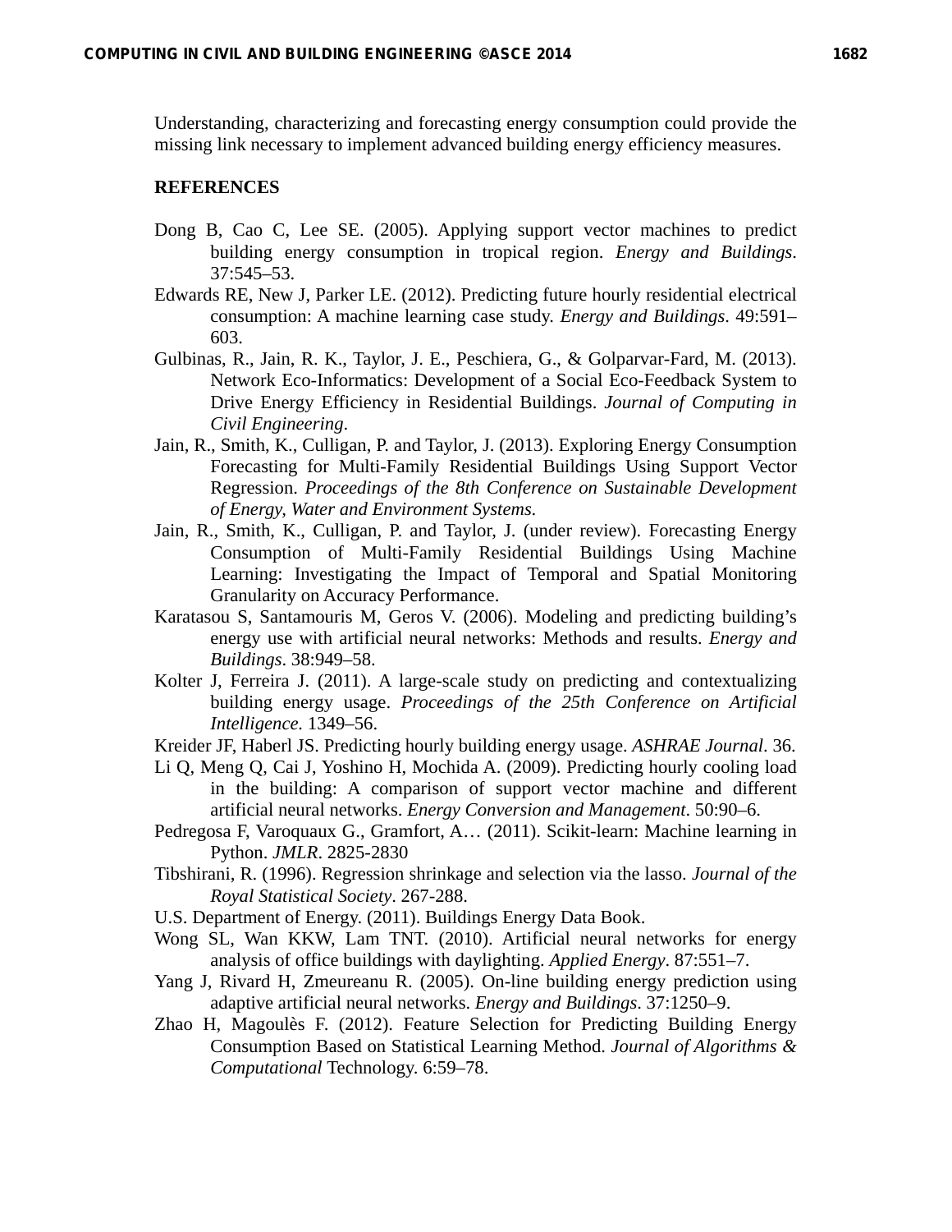Understanding, characterizing and forecasting energy consumption could provide the missing link necessary to implement advanced building energy efficiency measures.

## REFERENCES

Dong B, Cao C, Lee SE. (2005). Applying support vector machines to predict building energy consumption in tropical region. *Energy and Buildings*. 37:545–53.

Edwards RE, New J, Parker LE. (2012). Predicting future hourly residential electrical consumption: A machine learning case study. *Energy and Buildings*. 49:591–603.

Gulbinas, R., Jain, R. K., Taylor, J. E., Peschiera, G., & Golparvar-Fard, M. (2013). Network Eco-Informatics: Development of a Social Eco-Feedback System to Drive Energy Efficiency in Residential Buildings. *Journal of Computing in Civil Engineering*.

Jain, R., Smith, K., Culligan, P. and Taylor, J. (2013). Exploring Energy Consumption Forecasting for Multi-Family Residential Buildings Using Support Vector Regression. *Proceedings of the 8th Conference on Sustainable Development of Energy, Water and Environment Systems.*

Jain, R., Smith, K., Culligan, P. and Taylor, J. (under review). Forecasting Energy Consumption of Multi-Family Residential Buildings Using Machine Learning: Investigating the Impact of Temporal and Spatial Monitoring Granularity on Accuracy Performance.

Karatasou S, Santamouris M, Geros V. (2006). Modeling and predicting building's energy use with artificial neural networks: Methods and results. *Energy and Buildings*. 38:949–58.

Kolter J, Ferreira J. (2011). A large-scale study on predicting and contextualizing building energy usage. *Proceedings of the 25th Conference on Artificial Intelligence*. 1349–56.

Kreider JF, Haberl JS. Predicting hourly building energy usage. *ASHRAE Journal*. 36.

Li Q, Meng Q, Cai J, Yoshino H, Mochida A. (2009). Predicting hourly cooling load in the building: A comparison of support vector machine and different artificial neural networks. *Energy Conversion and Management*. 50:90–6.

Pedregosa F, Varoquaux G., Gramfort, A… (2011). Scikit-learn: Machine learning in Python. *JMLR*. 2825-2830

Tibshirani, R. (1996). Regression shrinkage and selection via the lasso. *Journal of the Royal Statistical Society*. 267-288.

U.S. Department of Energy. (2011). Buildings Energy Data Book.

Wong SL, Wan KKW, Lam TNT. (2010). Artificial neural networks for energy analysis of office buildings with daylighting. *Applied Energy*. 87:551–7.

Yang J, Rivard H, Zmeureanu R. (2005). On-line building energy prediction using adaptive artificial neural networks. *Energy and Buildings*. 37:1250–9.

Zhao H, Magoulès F. (2012). Feature Selection for Predicting Building Energy Consumption Based on Statistical Learning Method. *Journal of Algorithms & Computational* Technology. 6:59–78.